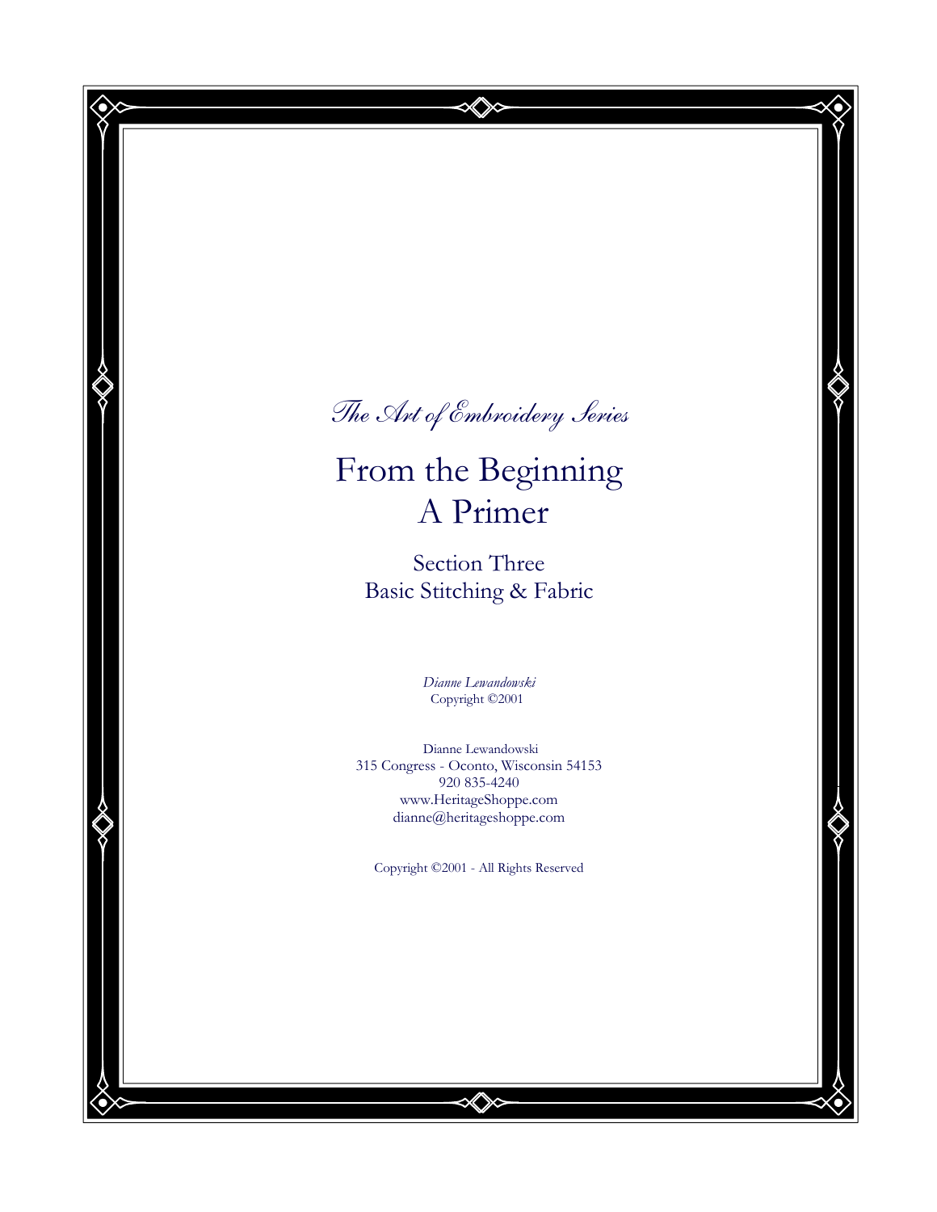*The Art of Embroidery Series*

# From the Beginning
# A Primer

## Section Three
## Basic Stitching & Fabric

*Dianne Lewandowski*
Copyright ©2001

Dianne Lewandowski
315 Congress - Oconto, Wisconsin 54153
920 835-4240
www.HeritageShoppe.com
dianne@heritageshoppe.com

Copyright ©2001 - All Rights Reserved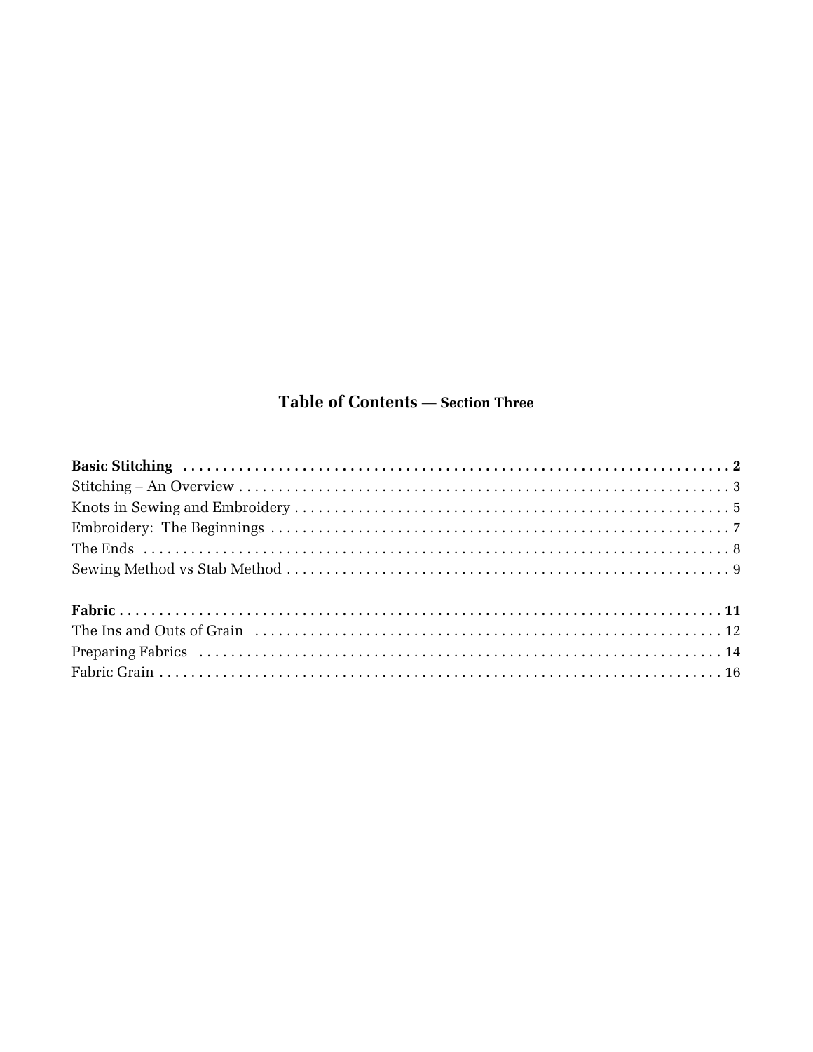## Table of Contents — Section Three

**Basic Stitching . . . . . . . . . . . . . . . . . . . . . . . . . . . . . . . . . . . . . . . . . . . . . . . . . . . . . . . . . . . . . . . . 2**
Stitching – An Overview . . . . . . . . . . . . . . . . . . . . . . . . . . . . . . . . . . . . . . . . . . . . . . . . . . . . . . . . . . . 3
Knots in Sewing and Embroidery . . . . . . . . . . . . . . . . . . . . . . . . . . . . . . . . . . . . . . . . . . . . . . . . . . . . 5
Embroidery: The Beginnings . . . . . . . . . . . . . . . . . . . . . . . . . . . . . . . . . . . . . . . . . . . . . . . . . . . . . . . . 7
The Ends . . . . . . . . . . . . . . . . . . . . . . . . . . . . . . . . . . . . . . . . . . . . . . . . . . . . . . . . . . . . . . . . . . . . . 8
Sewing Method vs Stab Method . . . . . . . . . . . . . . . . . . . . . . . . . . . . . . . . . . . . . . . . . . . . . . . . . . . . . . 9

**Fabric . . . . . . . . . . . . . . . . . . . . . . . . . . . . . . . . . . . . . . . . . . . . . . . . . . . . . . . . . . . . . . . . . . . . . . . 11**
The Ins and Outs of Grain . . . . . . . . . . . . . . . . . . . . . . . . . . . . . . . . . . . . . . . . . . . . . . . . . . . . . . . . . 12
Preparing Fabrics . . . . . . . . . . . . . . . . . . . . . . . . . . . . . . . . . . . . . . . . . . . . . . . . . . . . . . . . . . . . . . . 14
Fabric Grain . . . . . . . . . . . . . . . . . . . . . . . . . . . . . . . . . . . . . . . . . . . . . . . . . . . . . . . . . . . . . . . . . . . 16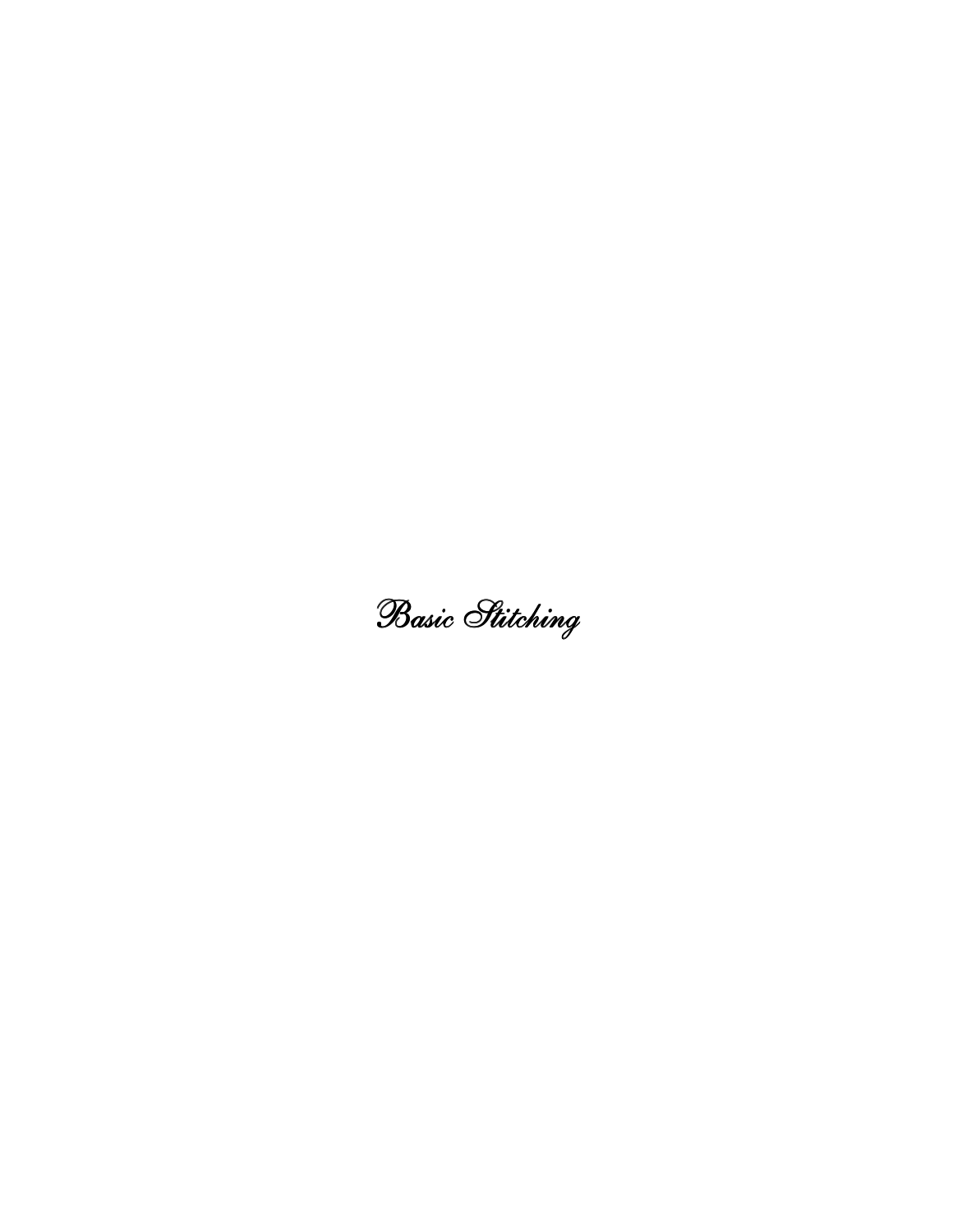# *Basic Stitching*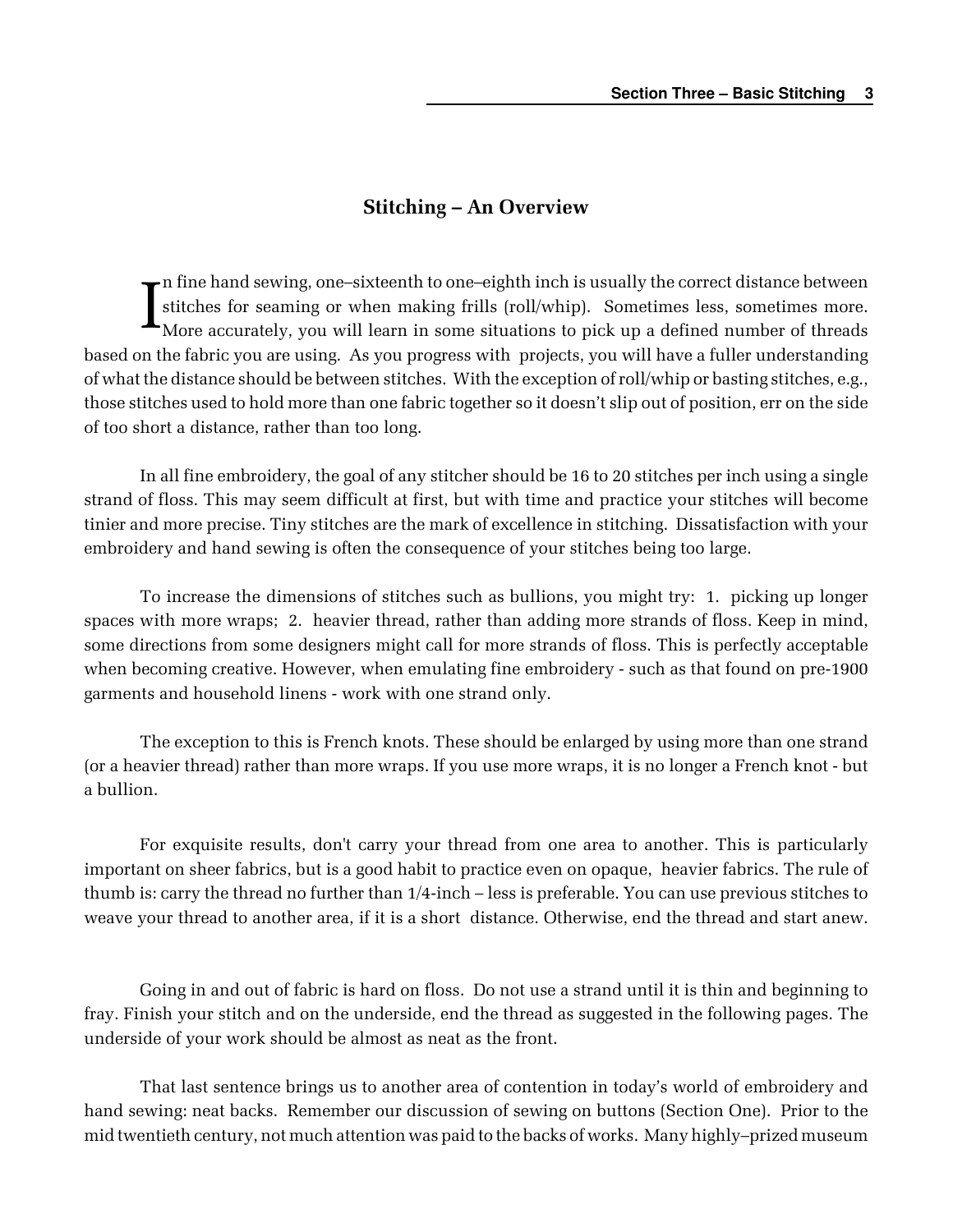## Stitching – An Overview

In fine hand sewing, one–sixteenth to one–eighth inch is usually the correct distance between stitches for seaming or when making frills (roll/whip). Sometimes less, sometimes more. More accurately, you will learn in some situations to pick up a defined number of threads based on the fabric you are using. As you progress with projects, you will have a fuller understanding of what the distance should be between stitches. With the exception of roll/whip or basting stitches, e.g., those stitches used to hold more than one fabric together so it doesn't slip out of position, err on the side of too short a distance, rather than too long.

In all fine embroidery, the goal of any stitcher should be 16 to 20 stitches per inch using a single strand of floss. This may seem difficult at first, but with time and practice your stitches will become tinier and more precise. Tiny stitches are the mark of excellence in stitching. Dissatisfaction with your embroidery and hand sewing is often the consequence of your stitches being too large.

To increase the dimensions of stitches such as bullions, you might try: 1. picking up longer spaces with more wraps; 2. heavier thread, rather than adding more strands of floss. Keep in mind, some directions from some designers might call for more strands of floss. This is perfectly acceptable when becoming creative. However, when emulating fine embroidery - such as that found on pre-1900 garments and household linens - work with one strand only.

The exception to this is French knots. These should be enlarged by using more than one strand (or a heavier thread) rather than more wraps. If you use more wraps, it is no longer a French knot - but a bullion.

For exquisite results, don't carry your thread from one area to another. This is particularly important on sheer fabrics, but is a good habit to practice even on opaque, heavier fabrics. The rule of thumb is: carry the thread no further than 1/4-inch – less is preferable. You can use previous stitches to weave your thread to another area, if it is a short distance. Otherwise, end the thread and start anew.

Going in and out of fabric is hard on floss. Do not use a strand until it is thin and beginning to fray. Finish your stitch and on the underside, end the thread as suggested in the following pages. The underside of your work should be almost as neat as the front.

That last sentence brings us to another area of contention in today's world of embroidery and hand sewing: neat backs. Remember our discussion of sewing on buttons (Section One). Prior to the mid twentieth century, not much attention was paid to the backs of works. Many highly–prized museum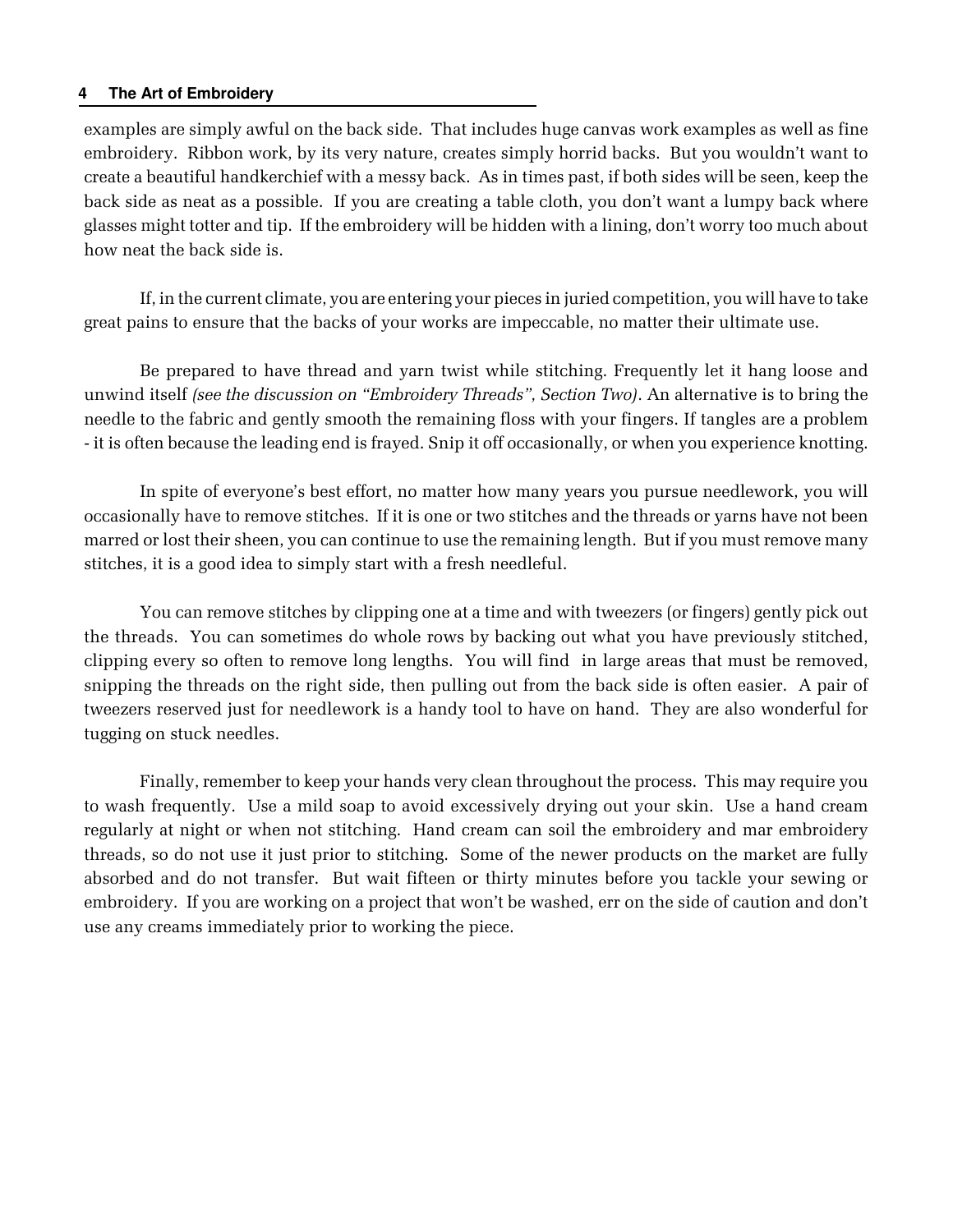examples are simply awful on the back side. That includes huge canvas work examples as well as fine embroidery. Ribbon work, by its very nature, creates simply horrid backs. But you wouldn't want to create a beautiful handkerchief with a messy back. As in times past, if both sides will be seen, keep the back side as neat as a possible. If you are creating a table cloth, you don't want a lumpy back where glasses might totter and tip. If the embroidery will be hidden with a lining, don't worry too much about how neat the back side is.

If, in the current climate, you are entering your pieces in juried competition, you will have to take great pains to ensure that the backs of your works are impeccable, no matter their ultimate use.

Be prepared to have thread and yarn twist while stitching. Frequently let it hang loose and unwind itself *(see the discussion on "Embroidery Threads", Section Two)*. An alternative is to bring the needle to the fabric and gently smooth the remaining floss with your fingers. If tangles are a problem - it is often because the leading end is frayed. Snip it off occasionally, or when you experience knotting.

In spite of everyone's best effort, no matter how many years you pursue needlework, you will occasionally have to remove stitches. If it is one or two stitches and the threads or yarns have not been marred or lost their sheen, you can continue to use the remaining length. But if you must remove many stitches, it is a good idea to simply start with a fresh needleful.

You can remove stitches by clipping one at a time and with tweezers (or fingers) gently pick out the threads. You can sometimes do whole rows by backing out what you have previously stitched, clipping every so often to remove long lengths. You will find in large areas that must be removed, snipping the threads on the right side, then pulling out from the back side is often easier. A pair of tweezers reserved just for needlework is a handy tool to have on hand. They are also wonderful for tugging on stuck needles.

Finally, remember to keep your hands very clean throughout the process. This may require you to wash frequently. Use a mild soap to avoid excessively drying out your skin. Use a hand cream regularly at night or when not stitching. Hand cream can soil the embroidery and mar embroidery threads, so do not use it just prior to stitching. Some of the newer products on the market are fully absorbed and do not transfer. But wait fifteen or thirty minutes before you tackle your sewing or embroidery. If you are working on a project that won't be washed, err on the side of caution and don't use any creams immediately prior to working the piece.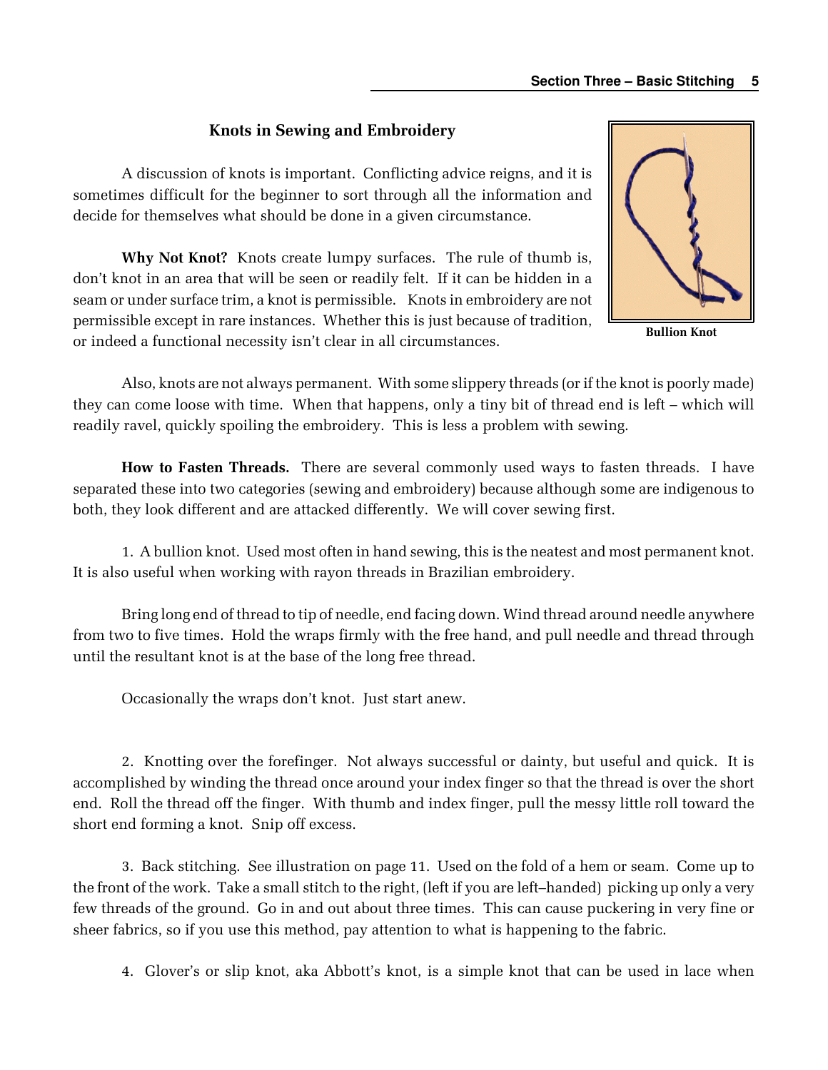## Knots in Sewing and Embroidery

A discussion of knots is important. Conflicting advice reigns, and it is sometimes difficult for the beginner to sort through all the information and decide for themselves what should be done in a given circumstance.

**Why Not Knot?** Knots create lumpy surfaces. The rule of thumb is, don't knot in an area that will be seen or readily felt. If it can be hidden in a seam or under surface trim, a knot is permissible. Knots in embroidery are not permissible except in rare instances. Whether this is just because of tradition, or indeed a functional necessity isn't clear in all circumstances.

**Bullion Knot**

Also, knots are not always permanent. With some slippery threads (or if the knot is poorly made) they can come loose with time. When that happens, only a tiny bit of thread end is left – which will readily ravel, quickly spoiling the embroidery. This is less a problem with sewing.

**How to Fasten Threads.** There are several commonly used ways to fasten threads. I have separated these into two categories (sewing and embroidery) because although some are indigenous to both, they look different and are attacked differently. We will cover sewing first.

1. A bullion knot. Used most often in hand sewing, this is the neatest and most permanent knot. It is also useful when working with rayon threads in Brazilian embroidery.

Bring long end of thread to tip of needle, end facing down. Wind thread around needle anywhere from two to five times. Hold the wraps firmly with the free hand, and pull needle and thread through until the resultant knot is at the base of the long free thread.

Occasionally the wraps don't knot. Just start anew.

2. Knotting over the forefinger. Not always successful or dainty, but useful and quick. It is accomplished by winding the thread once around your index finger so that the thread is over the short end. Roll the thread off the finger. With thumb and index finger, pull the messy little roll toward the short end forming a knot. Snip off excess.

3. Back stitching. See illustration on page 11. Used on the fold of a hem or seam. Come up to the front of the work. Take a small stitch to the right, (left if you are left–handed) picking up only a very few threads of the ground. Go in and out about three times. This can cause puckering in very fine or sheer fabrics, so if you use this method, pay attention to what is happening to the fabric.

4. Glover's or slip knot, aka Abbott's knot, is a simple knot that can be used in lace when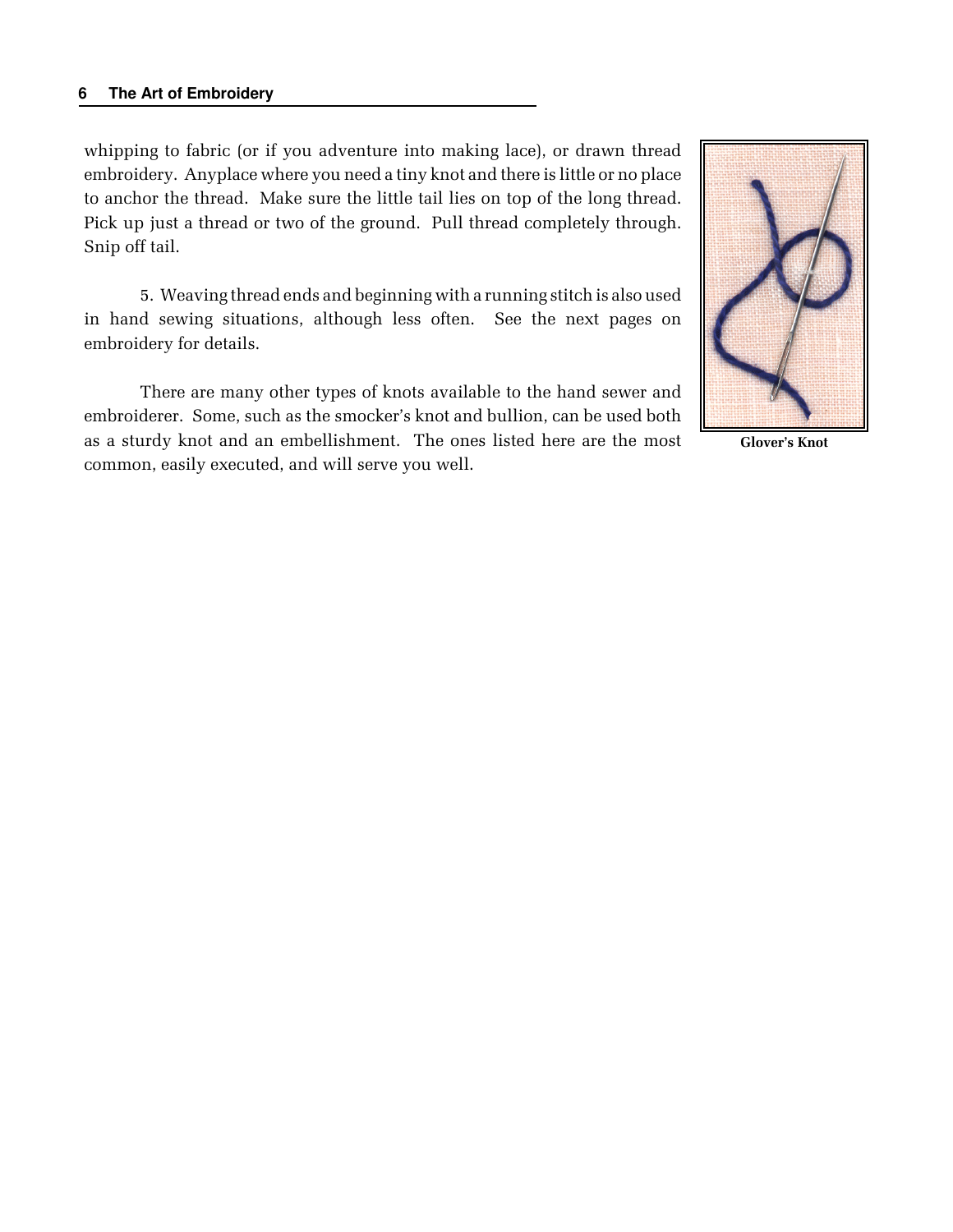whipping to fabric (or if you adventure into making lace), or drawn thread embroidery. Anyplace where you need a tiny knot and there is little or no place to anchor the thread. Make sure the little tail lies on top of the long thread. Pick up just a thread or two of the ground. Pull thread completely through. Snip off tail.

5. Weaving thread ends and beginning with a running stitch is also used in hand sewing situations, although less often. See the next pages on embroidery for details.

There are many other types of knots available to the hand sewer and embroiderer. Some, such as the smocker's knot and bullion, can be used both as a sturdy knot and an embellishment. The ones listed here are the most common, easily executed, and will serve you well.

Glover's Knot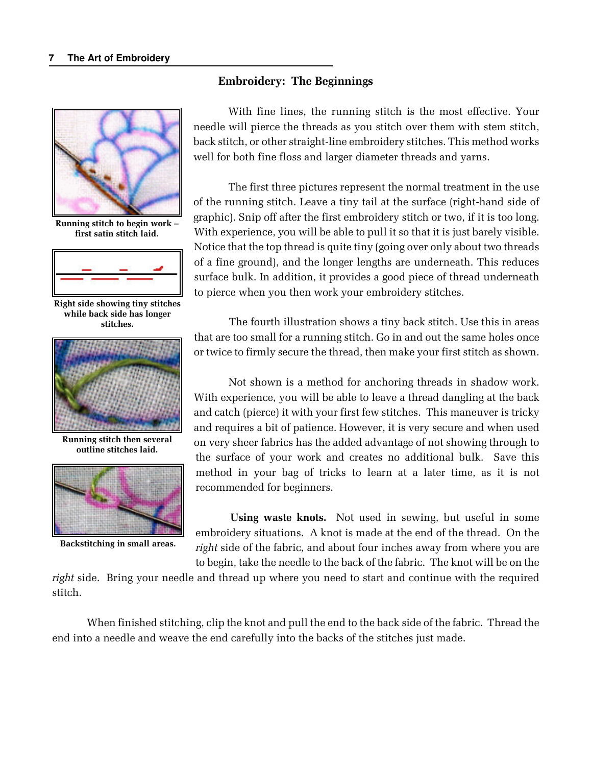## Embroidery: The Beginnings

Running stitch to begin work – first satin stitch laid.

Right side showing tiny stitches while back side has longer stitches.

Running stitch then several outline stitches laid.

Backstitching in small areas.

With fine lines, the running stitch is the most effective. Your needle will pierce the threads as you stitch over them with stem stitch, back stitch, or other straight-line embroidery stitches. This method works well for both fine floss and larger diameter threads and yarns.

The first three pictures represent the normal treatment in the use of the running stitch. Leave a tiny tail at the surface (right-hand side of graphic). Snip off after the first embroidery stitch or two, if it is too long. With experience, you will be able to pull it so that it is just barely visible. Notice that the top thread is quite tiny (going over only about two threads of a fine ground), and the longer lengths are underneath. This reduces surface bulk. In addition, it provides a good piece of thread underneath to pierce when you then work your embroidery stitches.

The fourth illustration shows a tiny back stitch. Use this in areas that are too small for a running stitch. Go in and out the same holes once or twice to firmly secure the thread, then make your first stitch as shown.

Not shown is a method for anchoring threads in shadow work. With experience, you will be able to leave a thread dangling at the back and catch (pierce) it with your first few stitches. This maneuver is tricky and requires a bit of patience. However, it is very secure and when used on very sheer fabrics has the added advantage of not showing through to the surface of your work and creates no additional bulk. Save this method in your bag of tricks to learn at a later time, as it is not recommended for beginners.

**Using waste knots.** Not used in sewing, but useful in some embroidery situations. A knot is made at the end of the thread. On the *right* side of the fabric, and about four inches away from where you are to begin, take the needle to the back of the fabric. The knot will be on the *right* side. Bring your needle and thread up where you need to start and continue with the required stitch.

When finished stitching, clip the knot and pull the end to the back side of the fabric. Thread the end into a needle and weave the end carefully into the backs of the stitches just made.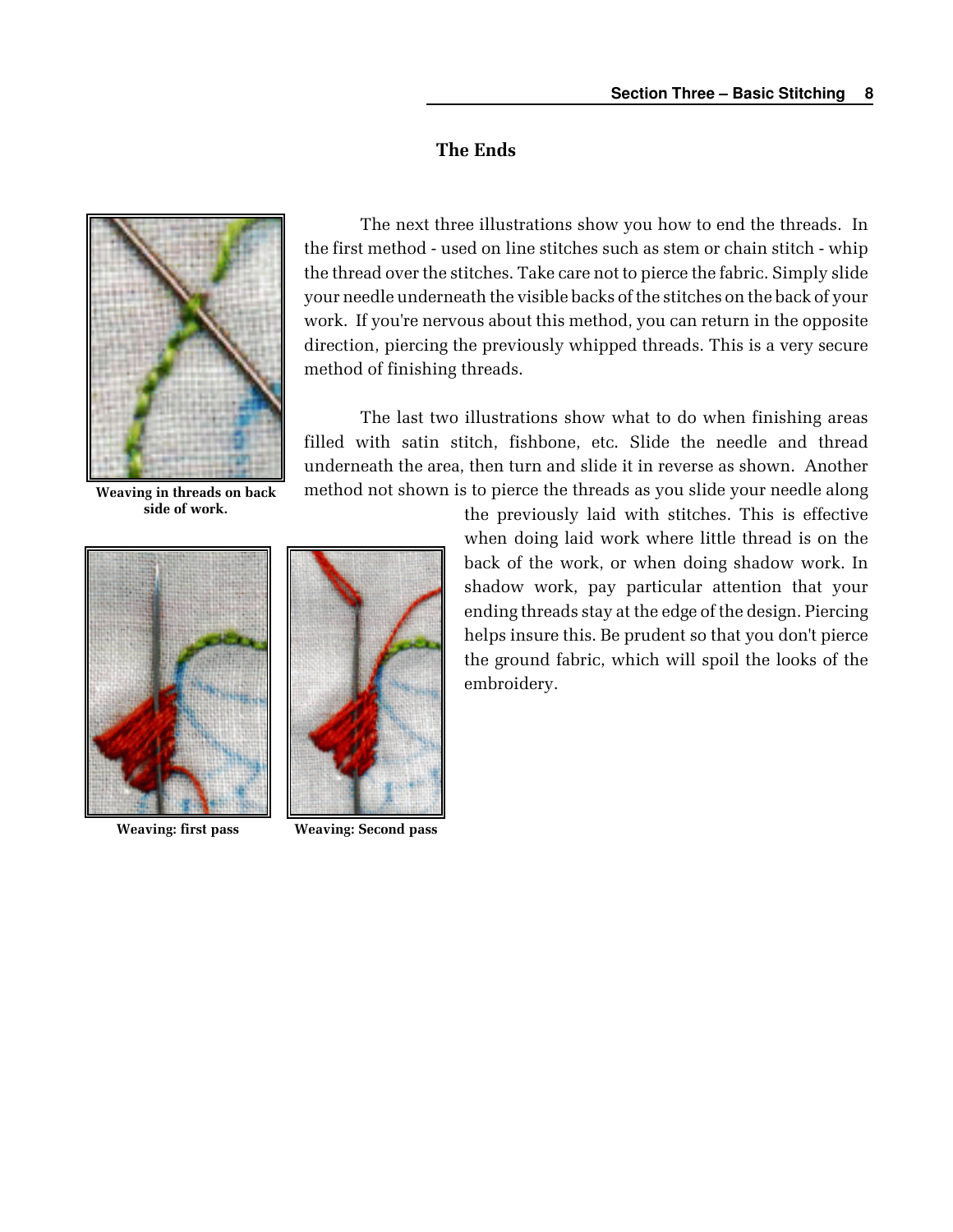## The Ends

The next three illustrations show you how to end the threads. In the first method - used on line stitches such as stem or chain stitch - whip the thread over the stitches. Take care not to pierce the fabric. Simply slide your needle underneath the visible backs of the stitches on the back of your work. If you're nervous about this method, you can return in the opposite direction, piercing the previously whipped threads. This is a very secure method of finishing threads.

**Weaving in threads on back side of work.**

The last two illustrations show what to do when finishing areas filled with satin stitch, fishbone, etc. Slide the needle and thread underneath the area, then turn and slide it in reverse as shown. Another method not shown is to pierce the threads as you slide your needle along the previously laid with stitches. This is effective when doing laid work where little thread is on the back of the work, or when doing shadow work. In shadow work, pay particular attention that your ending threads stay at the edge of the design. Piercing helps insure this. Be prudent so that you don't pierce the ground fabric, which will spoil the looks of the embroidery.

**Weaving: first pass**

**Weaving: Second pass**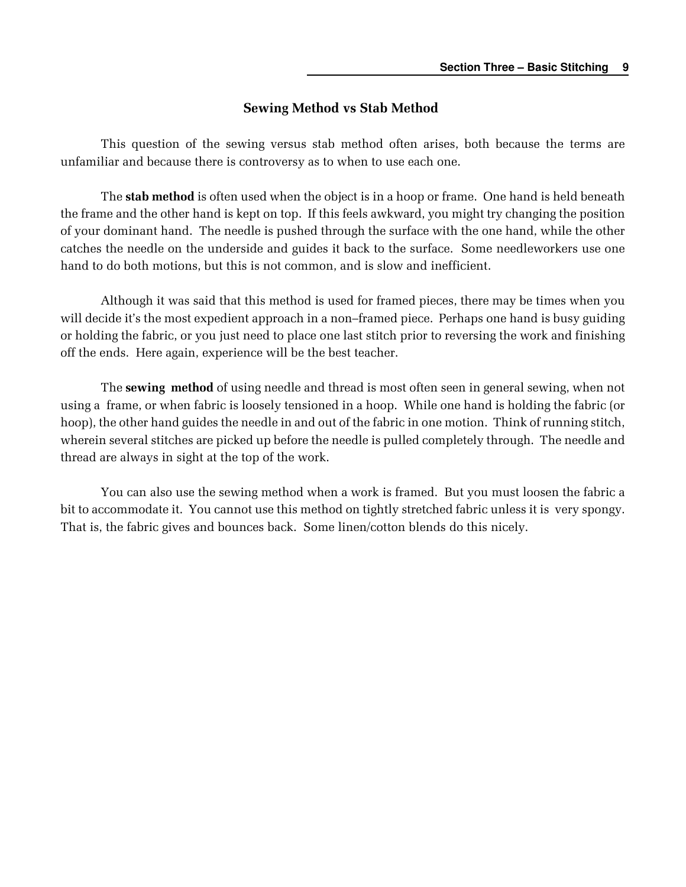## Sewing Method vs Stab Method

This question of the sewing versus stab method often arises, both because the terms are unfamiliar and because there is controversy as to when to use each one.

The **stab method** is often used when the object is in a hoop or frame. One hand is held beneath the frame and the other hand is kept on top. If this feels awkward, you might try changing the position of your dominant hand. The needle is pushed through the surface with the one hand, while the other catches the needle on the underside and guides it back to the surface. Some needleworkers use one hand to do both motions, but this is not common, and is slow and inefficient.

Although it was said that this method is used for framed pieces, there may be times when you will decide it's the most expedient approach in a non–framed piece. Perhaps one hand is busy guiding or holding the fabric, or you just need to place one last stitch prior to reversing the work and finishing off the ends. Here again, experience will be the best teacher.

The **sewing method** of using needle and thread is most often seen in general sewing, when not using a frame, or when fabric is loosely tensioned in a hoop. While one hand is holding the fabric (or hoop), the other hand guides the needle in and out of the fabric in one motion. Think of running stitch, wherein several stitches are picked up before the needle is pulled completely through. The needle and thread are always in sight at the top of the work.

You can also use the sewing method when a work is framed. But you must loosen the fabric a bit to accommodate it. You cannot use this method on tightly stretched fabric unless it is very spongy. That is, the fabric gives and bounces back. Some linen/cotton blends do this nicely.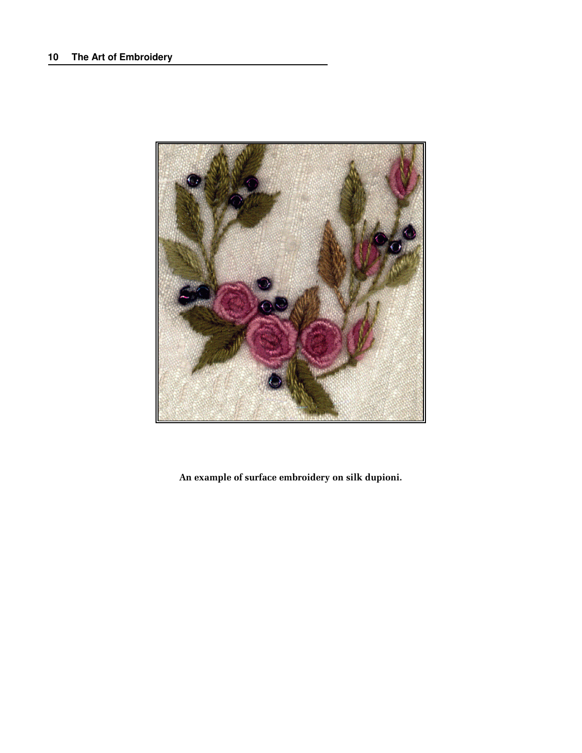An example of surface embroidery on silk dupioni.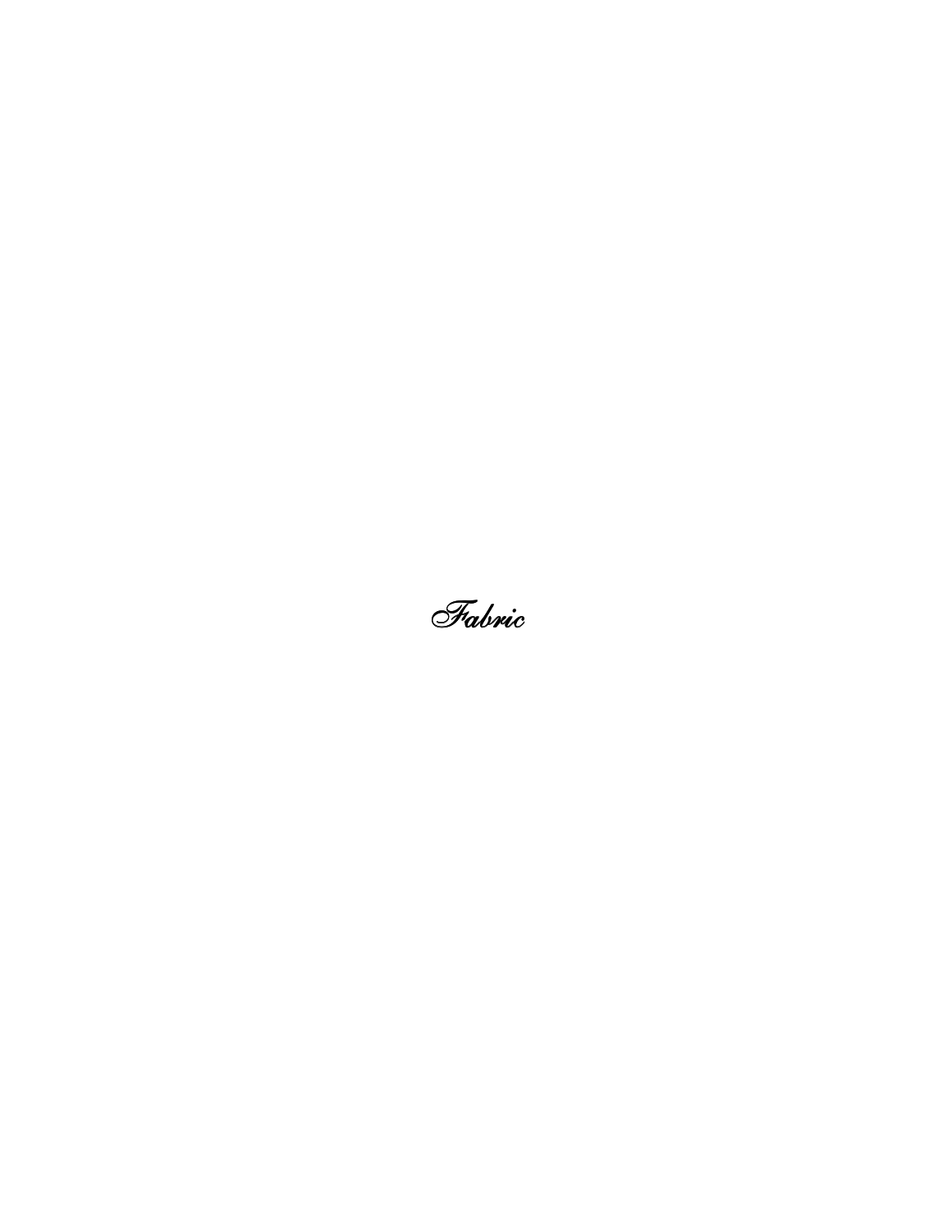*Fabric*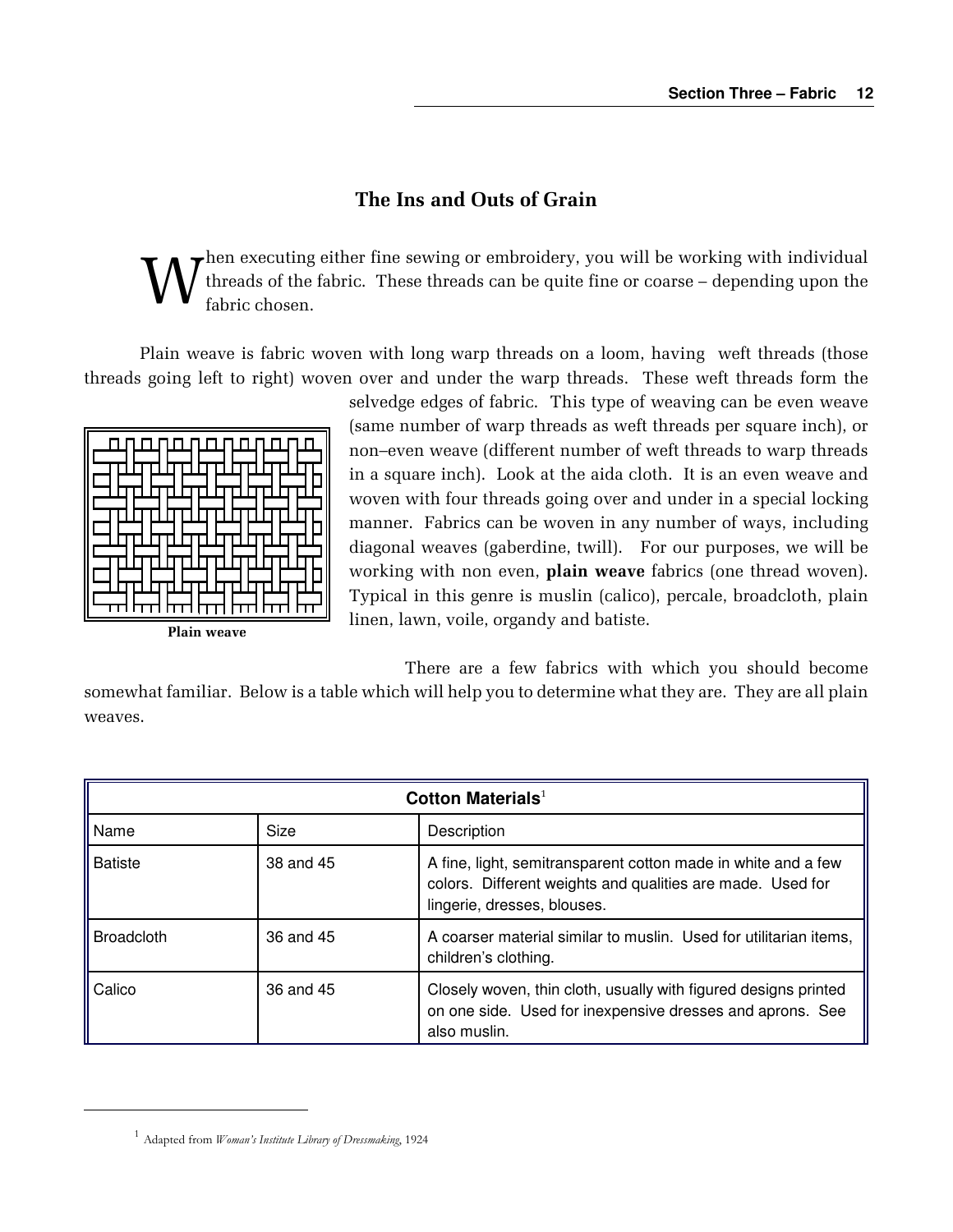## The Ins and Outs of Grain

When executing either fine sewing or embroidery, you will be working with individual threads of the fabric. These threads can be quite fine or coarse – depending upon the fabric chosen.

Plain weave is fabric woven with long warp threads on a loom, having weft threads (those threads going left to right) woven over and under the warp threads. These weft threads form the selvedge edges of fabric. This type of weaving can be even weave (same number of warp threads as weft threads per square inch), or non–even weave (different number of weft threads to warp threads in a square inch). Look at the aida cloth. It is an even weave and woven with four threads going over and under in a special locking manner. Fabrics can be woven in any number of ways, including diagonal weaves (gaberdine, twill). For our purposes, we will be working with non even, **plain weave** fabrics (one thread woven). Typical in this genre is muslin (calico), percale, broadcloth, plain linen, lawn, voile, organdy and batiste.

**Plain weave**

There are a few fabrics with which you should become somewhat familiar. Below is a table which will help you to determine what they are. They are all plain weaves.

| **Cotton Materials**[1] | | |
|---|---|---|
| Name | Size | Description |
| Batiste | 38 and 45 | A fine, light, semitransparent cotton made in white and a few colors. Different weights and qualities are made. Used for lingerie, dresses, blouses. |
| Broadcloth | 36 and 45 | A coarser material similar to muslin. Used for utilitarian items, children's clothing. |
| Calico | 36 and 45 | Closely woven, thin cloth, usually with figured designs printed on one side. Used for inexpensive dresses and aprons. See also muslin. |

[1] Adapted from *Woman's Institute Library of Dressmaking*, 1924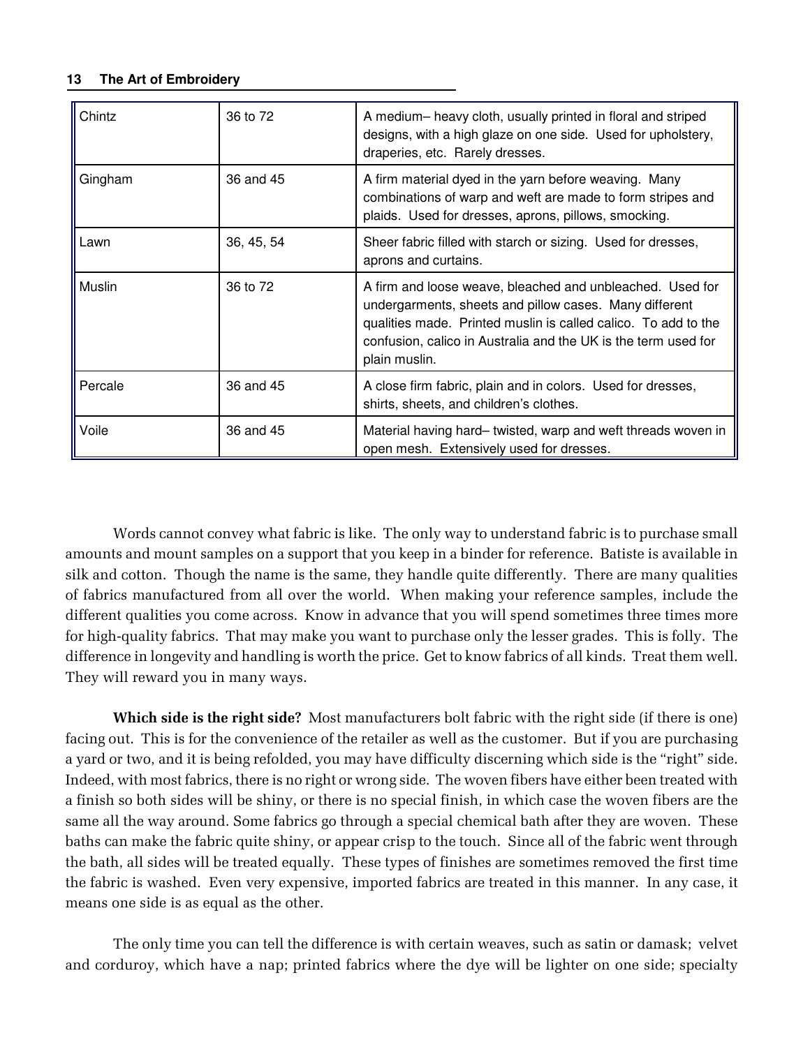| Chintz | 36 to 72 | A medium– heavy cloth, usually printed in floral and striped designs, with a high glaze on one side. Used for upholstery, draperies, etc. Rarely dresses. |
|---|---|---|
| Gingham | 36 and 45 | A firm material dyed in the yarn before weaving. Many combinations of warp and weft are made to form stripes and plaids. Used for dresses, aprons, pillows, smocking. |
| Lawn | 36, 45, 54 | Sheer fabric filled with starch or sizing. Used for dresses, aprons and curtains. |
| Muslin | 36 to 72 | A firm and loose weave, bleached and unbleached. Used for undergarments, sheets and pillow cases. Many different qualities made. Printed muslin is called calico. To add to the confusion, calico in Australia and the UK is the term used for plain muslin. |
| Percale | 36 and 45 | A close firm fabric, plain and in colors. Used for dresses, shirts, sheets, and children's clothes. |
| Voile | 36 and 45 | Material having hard– twisted, warp and weft threads woven in open mesh. Extensively used for dresses. |

Words cannot convey what fabric is like. The only way to understand fabric is to purchase small amounts and mount samples on a support that you keep in a binder for reference. Batiste is available in silk and cotton. Though the name is the same, they handle quite differently. There are many qualities of fabrics manufactured from all over the world. When making your reference samples, include the different qualities you come across. Know in advance that you will spend sometimes three times more for high-quality fabrics. That may make you want to purchase only the lesser grades. This is folly. The difference in longevity and handling is worth the price. Get to know fabrics of all kinds. Treat them well. They will reward you in many ways.

**Which side is the right side?** Most manufacturers bolt fabric with the right side (if there is one) facing out. This is for the convenience of the retailer as well as the customer. But if you are purchasing a yard or two, and it is being refolded, you may have difficulty discerning which side is the "right" side. Indeed, with most fabrics, there is no right or wrong side. The woven fibers have either been treated with a finish so both sides will be shiny, or there is no special finish, in which case the woven fibers are the same all the way around. Some fabrics go through a special chemical bath after they are woven. These baths can make the fabric quite shiny, or appear crisp to the touch. Since all of the fabric went through the bath, all sides will be treated equally. These types of finishes are sometimes removed the first time the fabric is washed. Even very expensive, imported fabrics are treated in this manner. In any case, it means one side is as equal as the other.

The only time you can tell the difference is with certain weaves, such as satin or damask; velvet and corduroy, which have a nap; printed fabrics where the dye will be lighter on one side; specialty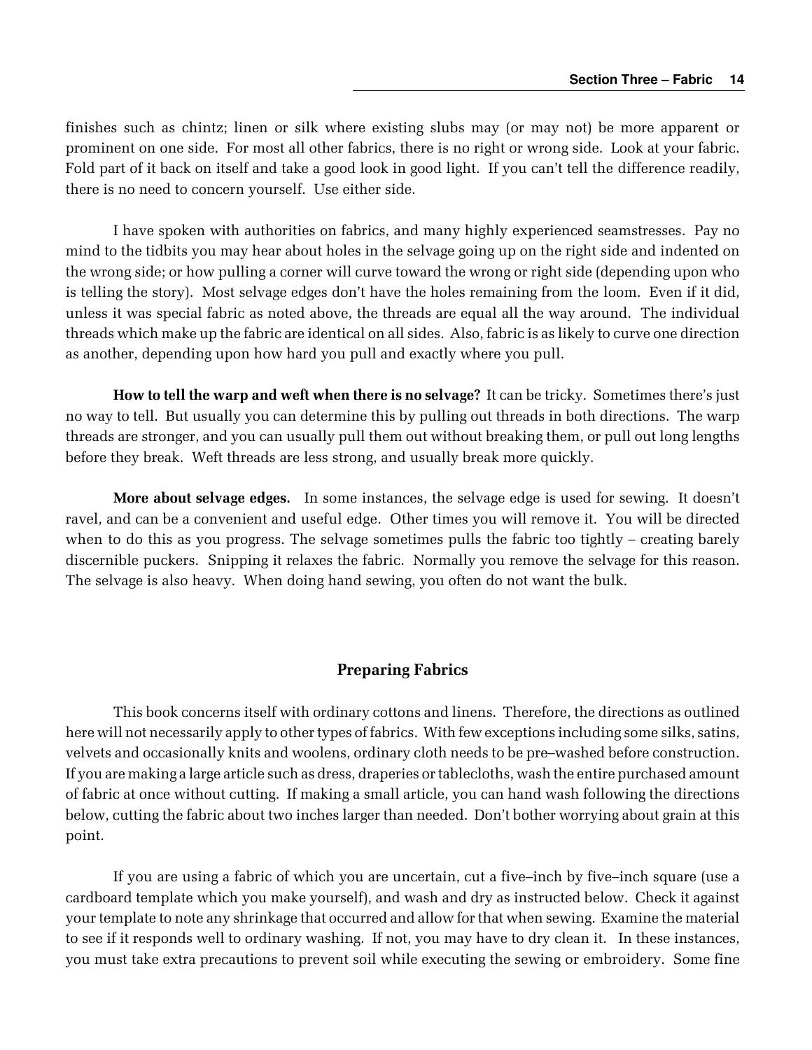finishes such as chintz; linen or silk where existing slubs may (or may not) be more apparent or prominent on one side. For most all other fabrics, there is no right or wrong side. Look at your fabric. Fold part of it back on itself and take a good look in good light. If you can't tell the difference readily, there is no need to concern yourself. Use either side.

I have spoken with authorities on fabrics, and many highly experienced seamstresses. Pay no mind to the tidbits you may hear about holes in the selvage going up on the right side and indented on the wrong side; or how pulling a corner will curve toward the wrong or right side (depending upon who is telling the story). Most selvage edges don't have the holes remaining from the loom. Even if it did, unless it was special fabric as noted above, the threads are equal all the way around. The individual threads which make up the fabric are identical on all sides. Also, fabric is as likely to curve one direction as another, depending upon how hard you pull and exactly where you pull.

**How to tell the warp and weft when there is no selvage?** It can be tricky. Sometimes there's just no way to tell. But usually you can determine this by pulling out threads in both directions. The warp threads are stronger, and you can usually pull them out without breaking them, or pull out long lengths before they break. Weft threads are less strong, and usually break more quickly.

**More about selvage edges.** In some instances, the selvage edge is used for sewing. It doesn't ravel, and can be a convenient and useful edge. Other times you will remove it. You will be directed when to do this as you progress. The selvage sometimes pulls the fabric too tightly – creating barely discernible puckers. Snipping it relaxes the fabric. Normally you remove the selvage for this reason. The selvage is also heavy. When doing hand sewing, you often do not want the bulk.

## Preparing Fabrics

This book concerns itself with ordinary cottons and linens. Therefore, the directions as outlined here will not necessarily apply to other types of fabrics. With few exceptions including some silks, satins, velvets and occasionally knits and woolens, ordinary cloth needs to be pre–washed before construction. If you are making a large article such as dress, draperies or tablecloths, wash the entire purchased amount of fabric at once without cutting. If making a small article, you can hand wash following the directions below, cutting the fabric about two inches larger than needed. Don't bother worrying about grain at this point.

If you are using a fabric of which you are uncertain, cut a five–inch by five–inch square (use a cardboard template which you make yourself), and wash and dry as instructed below. Check it against your template to note any shrinkage that occurred and allow for that when sewing. Examine the material to see if it responds well to ordinary washing. If not, you may have to dry clean it. In these instances, you must take extra precautions to prevent soil while executing the sewing or embroidery. Some fine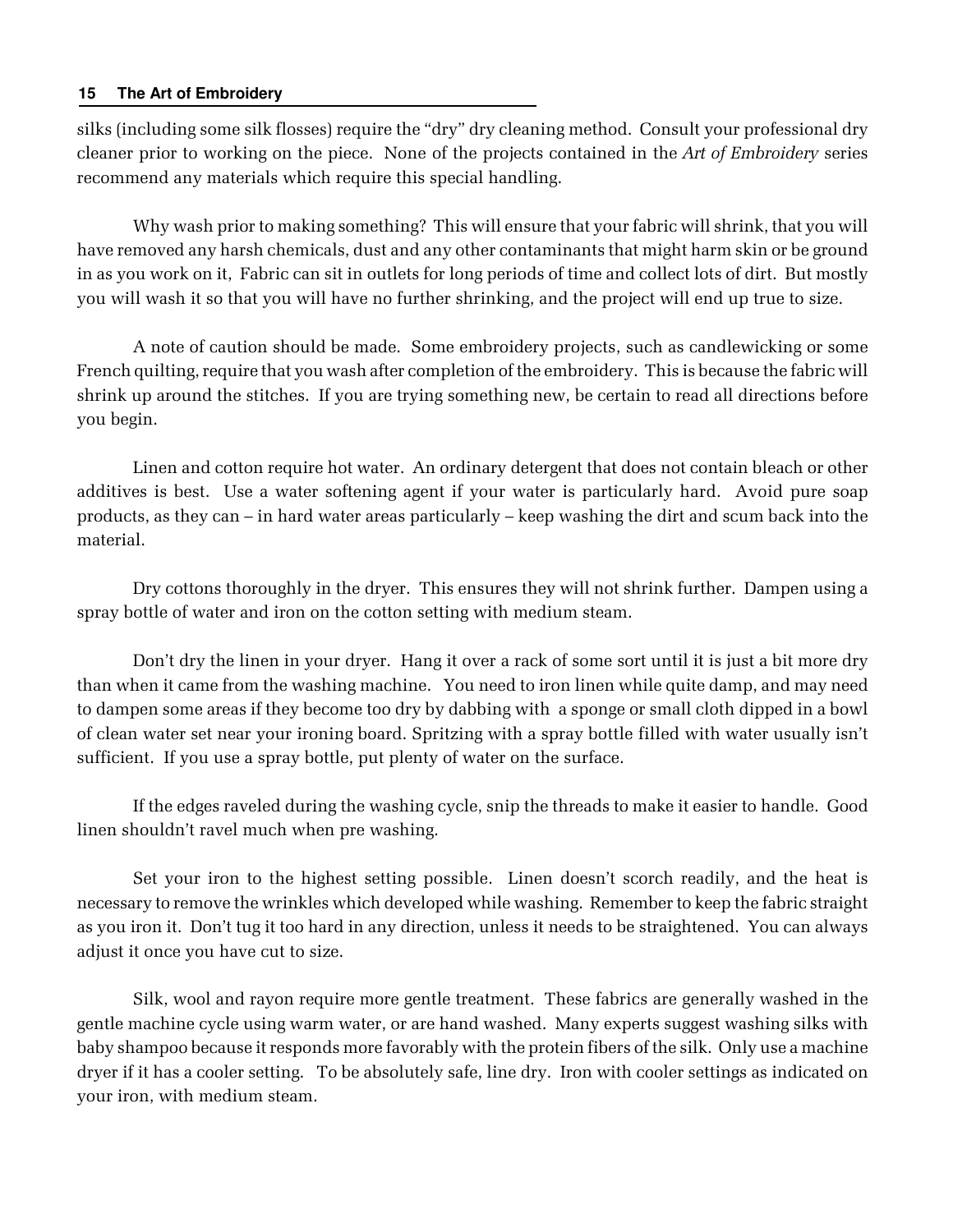silks (including some silk flosses) require the "dry" dry cleaning method. Consult your professional dry cleaner prior to working on the piece. None of the projects contained in the *Art of Embroidery* series recommend any materials which require this special handling.

Why wash prior to making something? This will ensure that your fabric will shrink, that you will have removed any harsh chemicals, dust and any other contaminants that might harm skin or be ground in as you work on it, Fabric can sit in outlets for long periods of time and collect lots of dirt. But mostly you will wash it so that you will have no further shrinking, and the project will end up true to size.

A note of caution should be made. Some embroidery projects, such as candlewicking or some French quilting, require that you wash after completion of the embroidery. This is because the fabric will shrink up around the stitches. If you are trying something new, be certain to read all directions before you begin.

Linen and cotton require hot water. An ordinary detergent that does not contain bleach or other additives is best. Use a water softening agent if your water is particularly hard. Avoid pure soap products, as they can – in hard water areas particularly – keep washing the dirt and scum back into the material.

Dry cottons thoroughly in the dryer. This ensures they will not shrink further. Dampen using a spray bottle of water and iron on the cotton setting with medium steam.

Don't dry the linen in your dryer. Hang it over a rack of some sort until it is just a bit more dry than when it came from the washing machine. You need to iron linen while quite damp, and may need to dampen some areas if they become too dry by dabbing with a sponge or small cloth dipped in a bowl of clean water set near your ironing board. Spritzing with a spray bottle filled with water usually isn't sufficient. If you use a spray bottle, put plenty of water on the surface.

If the edges raveled during the washing cycle, snip the threads to make it easier to handle. Good linen shouldn't ravel much when pre washing.

Set your iron to the highest setting possible. Linen doesn't scorch readily, and the heat is necessary to remove the wrinkles which developed while washing. Remember to keep the fabric straight as you iron it. Don't tug it too hard in any direction, unless it needs to be straightened. You can always adjust it once you have cut to size.

Silk, wool and rayon require more gentle treatment. These fabrics are generally washed in the gentle machine cycle using warm water, or are hand washed. Many experts suggest washing silks with baby shampoo because it responds more favorably with the protein fibers of the silk. Only use a machine dryer if it has a cooler setting. To be absolutely safe, line dry. Iron with cooler settings as indicated on your iron, with medium steam.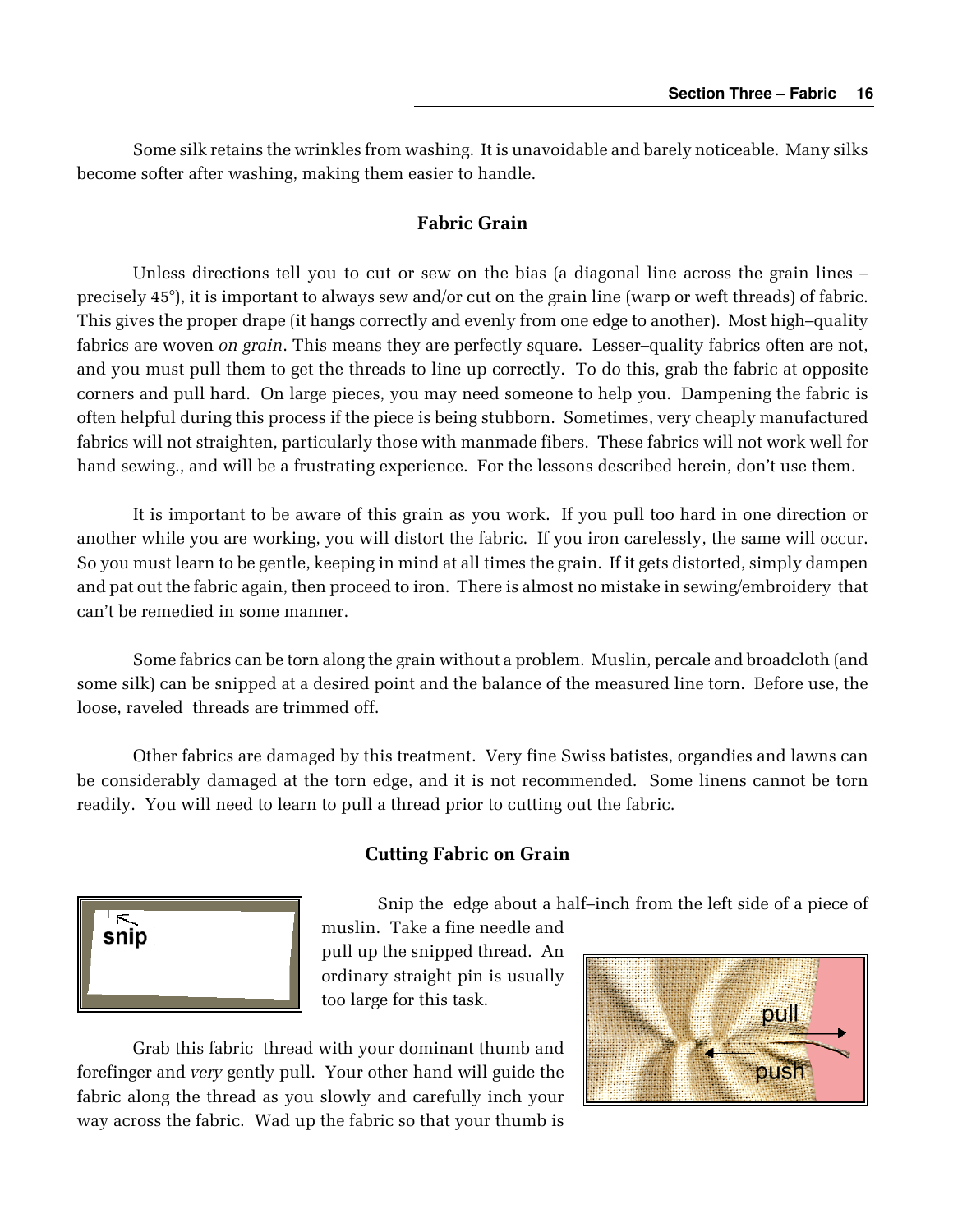Some silk retains the wrinkles from washing. It is unavoidable and barely noticeable. Many silks become softer after washing, making them easier to handle.

### Fabric Grain

Unless directions tell you to cut or sew on the bias (a diagonal line across the grain lines – precisely 45°), it is important to always sew and/or cut on the grain line (warp or weft threads) of fabric. This gives the proper drape (it hangs correctly and evenly from one edge to another). Most high–quality fabrics are woven *on grain*. This means they are perfectly square. Lesser–quality fabrics often are not, and you must pull them to get the threads to line up correctly. To do this, grab the fabric at opposite corners and pull hard. On large pieces, you may need someone to help you. Dampening the fabric is often helpful during this process if the piece is being stubborn. Sometimes, very cheaply manufactured fabrics will not straighten, particularly those with manmade fibers. These fabrics will not work well for hand sewing., and will be a frustrating experience. For the lessons described herein, don't use them.

It is important to be aware of this grain as you work. If you pull too hard in one direction or another while you are working, you will distort the fabric. If you iron carelessly, the same will occur. So you must learn to be gentle, keeping in mind at all times the grain. If it gets distorted, simply dampen and pat out the fabric again, then proceed to iron. There is almost no mistake in sewing/embroidery that can't be remedied in some manner.

Some fabrics can be torn along the grain without a problem. Muslin, percale and broadcloth (and some silk) can be snipped at a desired point and the balance of the measured line torn. Before use, the loose, raveled threads are trimmed off.

Other fabrics are damaged by this treatment. Very fine Swiss batistes, organdies and lawns can be considerably damaged at the torn edge, and it is not recommended. Some linens cannot be torn readily. You will need to learn to pull a thread prior to cutting out the fabric.

### Cutting Fabric on Grain

snip

Snip the edge about a half–inch from the left side of a piece of muslin. Take a fine needle and pull up the snipped thread. An ordinary straight pin is usually too large for this task.

pull

push

Grab this fabric thread with your dominant thumb and forefinger and *very* gently pull. Your other hand will guide the fabric along the thread as you slowly and carefully inch your way across the fabric. Wad up the fabric so that your thumb is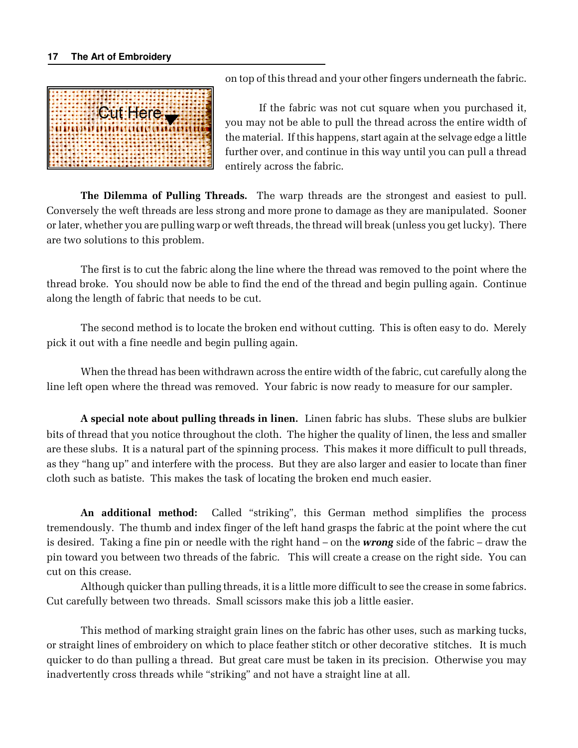on top of this thread and your other fingers underneath the fabric.

Cut Here

If the fabric was not cut square when you purchased it, you may not be able to pull the thread across the entire width of the material. If this happens, start again at the selvage edge a little further over, and continue in this way until you can pull a thread entirely across the fabric.

**The Dilemma of Pulling Threads.** The warp threads are the strongest and easiest to pull. Conversely the weft threads are less strong and more prone to damage as they are manipulated. Sooner or later, whether you are pulling warp or weft threads, the thread will break (unless you get lucky). There are two solutions to this problem.

The first is to cut the fabric along the line where the thread was removed to the point where the thread broke. You should now be able to find the end of the thread and begin pulling again. Continue along the length of fabric that needs to be cut.

The second method is to locate the broken end without cutting. This is often easy to do. Merely pick it out with a fine needle and begin pulling again.

When the thread has been withdrawn across the entire width of the fabric, cut carefully along the line left open where the thread was removed. Your fabric is now ready to measure for our sampler.

**A special note about pulling threads in linen.** Linen fabric has slubs. These slubs are bulkier bits of thread that you notice throughout the cloth. The higher the quality of linen, the less and smaller are these slubs. It is a natural part of the spinning process. This makes it more difficult to pull threads, as they "hang up" and interfere with the process. But they are also larger and easier to locate than finer cloth such as batiste. This makes the task of locating the broken end much easier.

**An additional method:** Called "striking", this German method simplifies the process tremendously. The thumb and index finger of the left hand grasps the fabric at the point where the cut is desired. Taking a fine pin or needle with the right hand – on the ***wrong*** side of the fabric – draw the pin toward you between two threads of the fabric. This will create a crease on the right side. You can cut on this crease.

Although quicker than pulling threads, it is a little more difficult to see the crease in some fabrics. Cut carefully between two threads. Small scissors make this job a little easier.

This method of marking straight grain lines on the fabric has other uses, such as marking tucks, or straight lines of embroidery on which to place feather stitch or other decorative stitches. It is much quicker to do than pulling a thread. But great care must be taken in its precision. Otherwise you may inadvertently cross threads while "striking" and not have a straight line at all.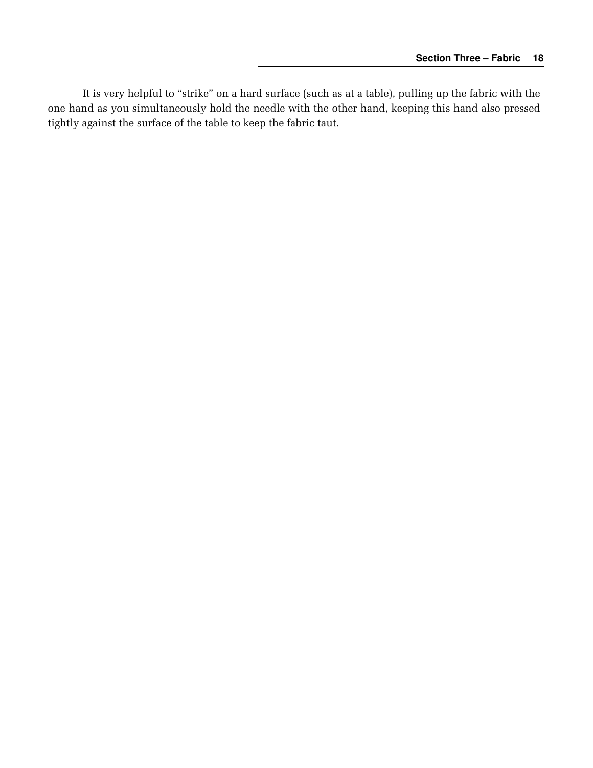It is very helpful to "strike" on a hard surface (such as at a table), pulling up the fabric with the one hand as you simultaneously hold the needle with the other hand, keeping this hand also pressed tightly against the surface of the table to keep the fabric taut.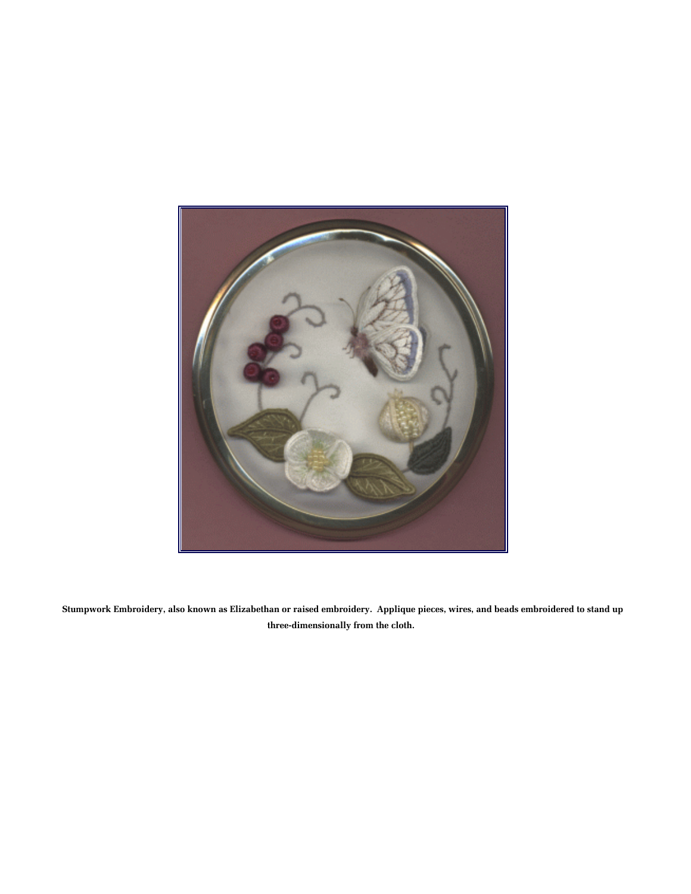**Stumpwork Embroidery, also known as Elizabethan or raised embroidery. Applique pieces, wires, and beads embroidered to stand up three-dimensionally from the cloth.**